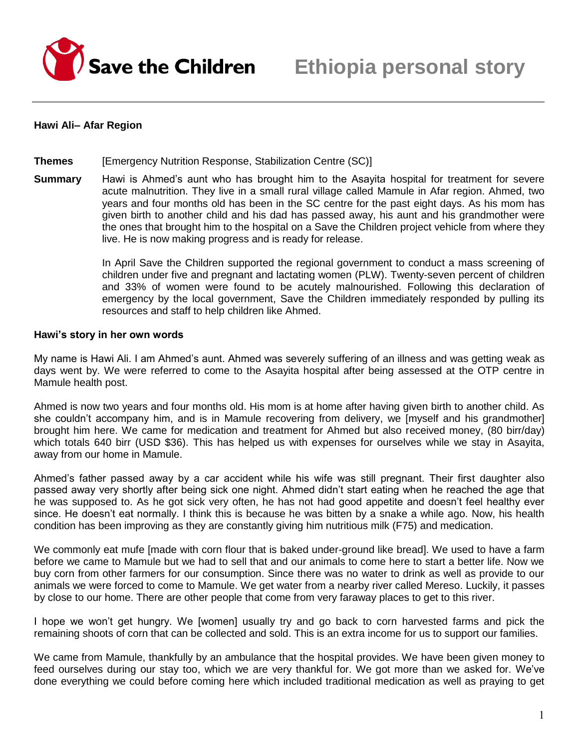Save the Children **Ethiopia personal story**

**Hawi Ali– Afar Region**

**Themes** [Emergency Nutrition Response, Stabilization Centre (SC)]

**Summary** Hawi is Ahmed's aunt who has brought him to the Asayita hospital for treatment for severe acute malnutrition. They live in a small rural village called Mamule in Afar region. Ahmed, two years and four months old has been in the SC centre for the past eight days. As his mom has given birth to another child and his dad has passed away, his aunt and his grandmother were the ones that brought him to the hospital on a Save the Children project vehicle from where they live. He is now making progress and is ready for release.

In April Save the Children supported the regional government to conduct a mass screening of children under five and pregnant and lactating women (PLW). Twenty-seven percent of children and 33% of women were found to be acutely malnourished. Following this declaration of emergency by the local government, Save the Children immediately responded by pulling its resources and staff to help children like Ahmed.

**Hawi's story in her own words**

My name is Hawi Ali. I am Ahmed's aunt. Ahmed was severely suffering of an illness and was getting weak as days went by. We were referred to come to the Asayita hospital after being assessed at the OTP centre in Mamule health post.

Ahmed is now two years and four months old. His mom is at home after having given birth to another child. As she couldn't accompany him, and is in Mamule recovering from delivery, we [myself and his grandmother] brought him here. We came for medication and treatment for Ahmed but also received money, (80 birr/day) which totals 640 birr (USD $36). This has helped us with expenses for ourselves while we stay in Asayita, away from our home in Mamule.

Ahmed's father passed away by a car accident while his wife was still pregnant. Their first daughter also passed away very shortly after being sick one night. Ahmed didn't start eating when he reached the age that he was supposed to. As he got sick very often, he has not had good appetite and doesn't feel healthy ever since. He doesn't eat normally. I think this is because he was bitten by a snake a while ago. Now, his health condition has been improving as they are constantly giving him nutritious milk (F75) and medication.

We commonly eat mufe [made with corn flour that is baked under-ground like bread]. We used to have a farm before we came to Mamule but we had to sell that and our animals to come here to start a better life. Now we buy corn from other farmers for our consumption. Since there was no water to drink as well as provide to our animals we were forced to come to Mamule. We get water from a nearby river called Mereso. Luckily, it passes by close to our home. There are other people that come from very faraway places to get to this river.

I hope we won't get hungry. We [women] usually try and go back to corn harvested farms and pick the remaining shoots of corn that can be collected and sold. This is an extra income for us to support our families.

We came from Mamule, thankfully by an ambulance that the hospital provides. We have been given money to feed ourselves during our stay too, which we are very thankful for. We got more than we asked for. We've done everything we could before coming here which included traditional medication as well as praying to get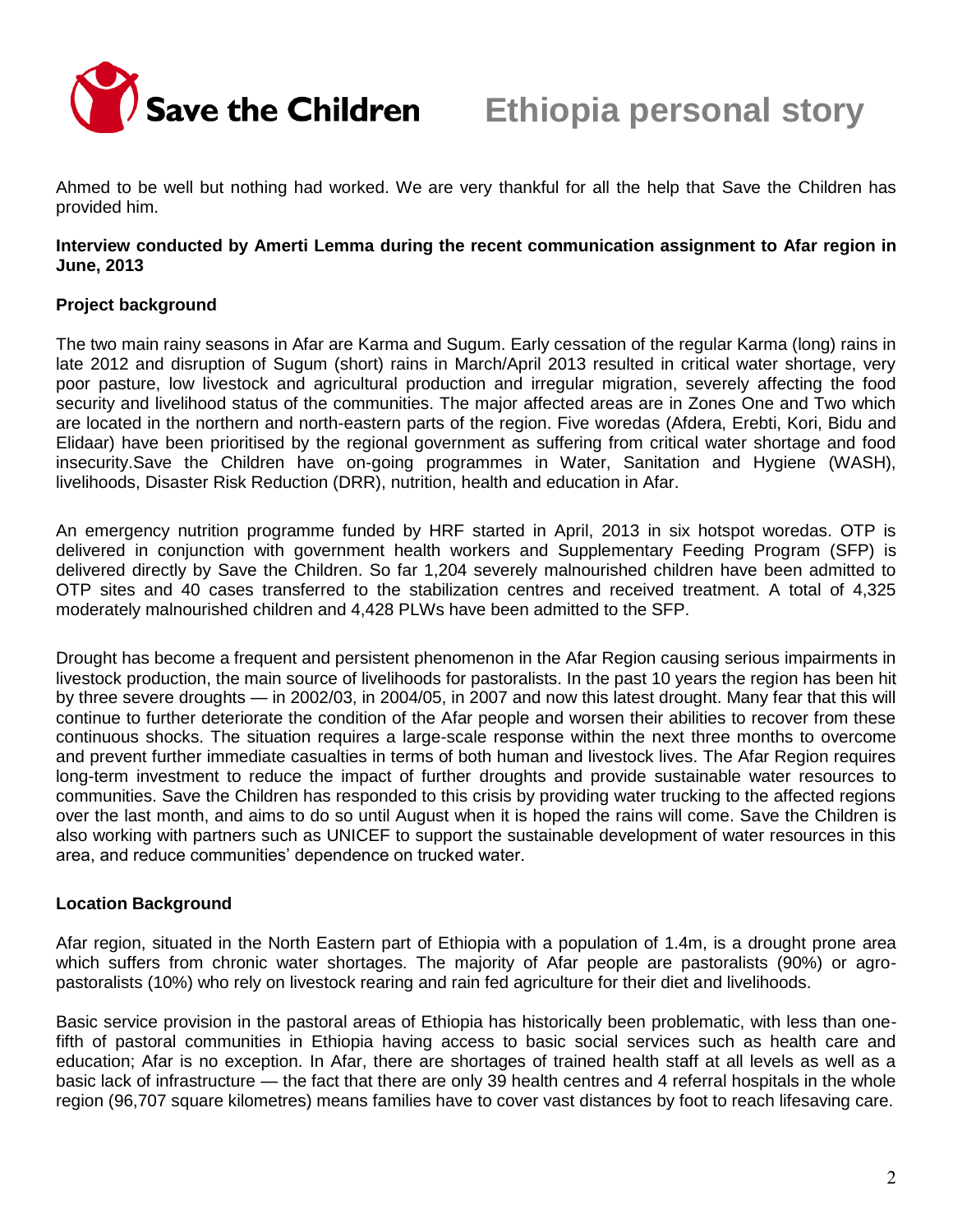Ahmed to be well but nothing had worked. We are very thankful for all the help that Save the Children has provided him.

**Interview conducted by Amerti Lemma during the recent communication assignment to Afar region in June, 2013**

**Project background**

The two main rainy seasons in Afar are Karma and Sugum. Early cessation of the regular Karma (long) rains in late 2012 and disruption of Sugum (short) rains in March/April 2013 resulted in critical water shortage, very poor pasture, low livestock and agricultural production and irregular migration, severely affecting the food security and livelihood status of the communities. The major affected areas are in Zones One and Two which are located in the northern and north-eastern parts of the region. Five woredas (Afdera, Erebti, Kori, Bidu and Elidaar) have been prioritised by the regional government as suffering from critical water shortage and food insecurity.Save the Children have on-going programmes in Water, Sanitation and Hygiene (WASH), livelihoods, Disaster Risk Reduction (DRR), nutrition, health and education in Afar.

An emergency nutrition programme funded by HRF started in April, 2013 in six hotspot woredas. OTP is delivered in conjunction with government health workers and Supplementary Feeding Program (SFP) is delivered directly by Save the Children. So far 1,204 severely malnourished children have been admitted to OTP sites and 40 cases transferred to the stabilization centres and received treatment. A total of 4,325 moderately malnourished children and 4,428 PLWs have been admitted to the SFP.

Drought has become a frequent and persistent phenomenon in the Afar Region causing serious impairments in livestock production, the main source of livelihoods for pastoralists. In the past 10 years the region has been hit by three severe droughts — in 2002/03, in 2004/05, in 2007 and now this latest drought. Many fear that this will continue to further deteriorate the condition of the Afar people and worsen their abilities to recover from these continuous shocks. The situation requires a large-scale response within the next three months to overcome and prevent further immediate casualties in terms of both human and livestock lives. The Afar Region requires long-term investment to reduce the impact of further droughts and provide sustainable water resources to communities. Save the Children has responded to this crisis by providing water trucking to the affected regions over the last month, and aims to do so until August when it is hoped the rains will come. Save the Children is also working with partners such as UNICEF to support the sustainable development of water resources in this area, and reduce communities' dependence on trucked water.

**Location Background**

Afar region, situated in the North Eastern part of Ethiopia with a population of 1.4m, is a drought prone area which suffers from chronic water shortages. The majority of Afar people are pastoralists (90%) or agro-pastoralists (10%) who rely on livestock rearing and rain fed agriculture for their diet and livelihoods.

Basic service provision in the pastoral areas of Ethiopia has historically been problematic, with less than one-fifth of pastoral communities in Ethiopia having access to basic social services such as health care and education; Afar is no exception. In Afar, there are shortages of trained health staff at all levels as well as a basic lack of infrastructure — the fact that there are only 39 health centres and 4 referral hospitals in the whole region (96,707 square kilometres) means families have to cover vast distances by foot to reach lifesaving care.